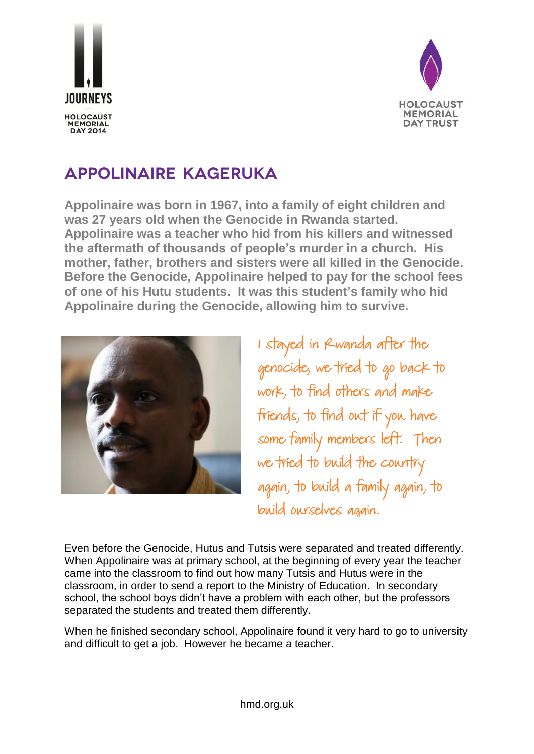JOURNEYS

HOLOCAUST MEMORIAL DAY 2014

HOLOCAUST MEMORIAL DAY TRUST

# APPOLINAIRE KAGERUKA

**Appolinaire was born in 1967, into a family of eight children and was 27 years old when the Genocide in Rwanda started. Appolinaire was a teacher who hid from his killers and witnessed the aftermath of thousands of people's murder in a church. His mother, father, brothers and sisters were all killed in the Genocide. Before the Genocide, Appolinaire helped to pay for the school fees of one of his Hutu students. It was this student's family who hid Appolinaire during the Genocide, allowing him to survive.**

*I stayed in Rwanda after the genocide, we tried to go back to work, to find others and make friends, to find out if you have some family members left. Then we tried to build the country again, to build a family again, to build ourselves again.*

Even before the Genocide, Hutus and Tutsis were separated and treated differently. When Appolinaire was at primary school, at the beginning of every year the teacher came into the classroom to find out how many Tutsis and Hutus were in the classroom, in order to send a report to the Ministry of Education. In secondary school, the school boys didn't have a problem with each other, but the professors separated the students and treated them differently.

When he finished secondary school, Appolinaire found it very hard to go to university and difficult to get a job. However he became a teacher.

hmd.org.uk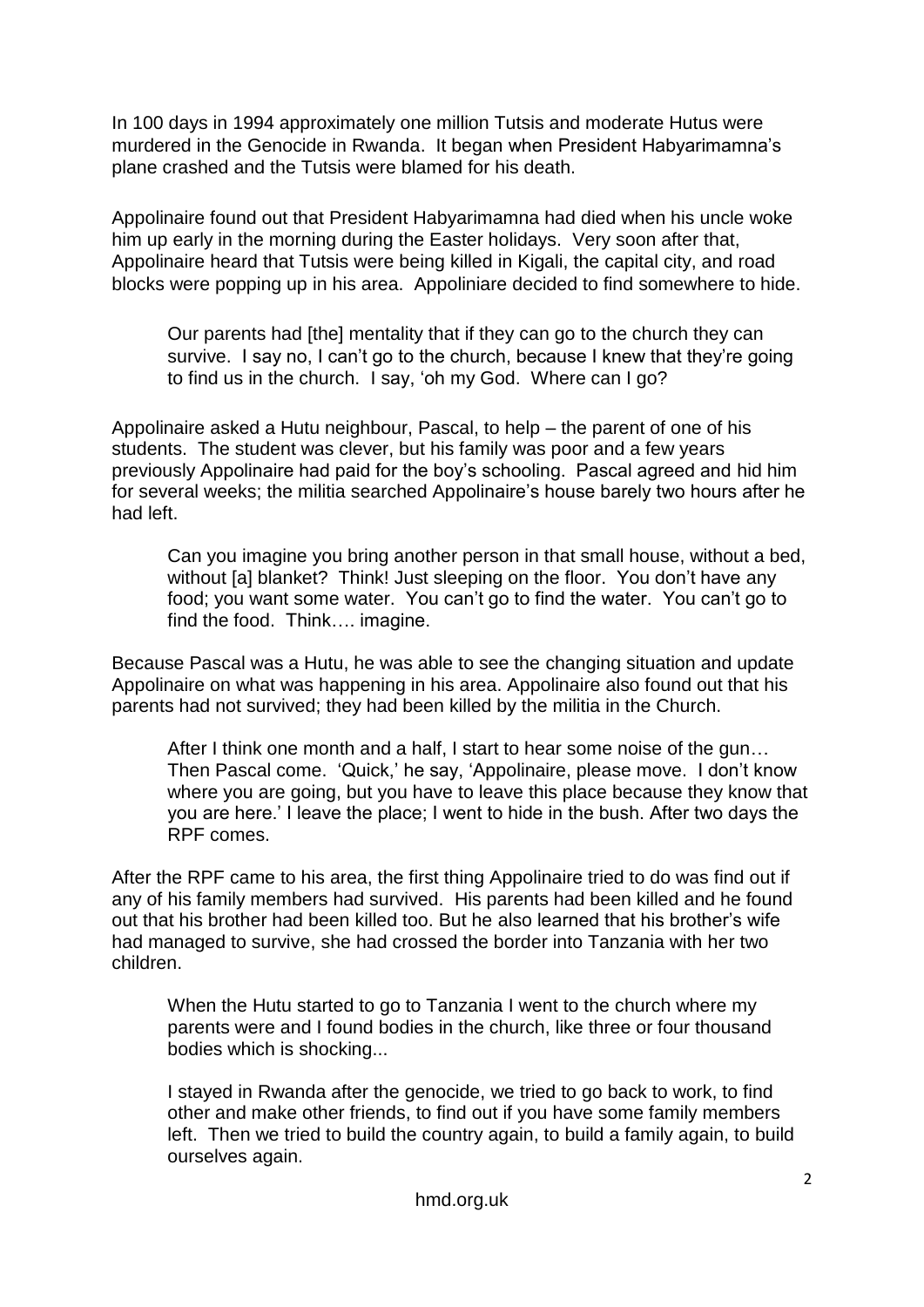In 100 days in 1994 approximately one million Tutsis and moderate Hutus were murdered in the Genocide in Rwanda. It began when President Habyarimamna's plane crashed and the Tutsis were blamed for his death.

Appolinaire found out that President Habyarimamna had died when his uncle woke him up early in the morning during the Easter holidays. Very soon after that, Appolinaire heard that Tutsis were being killed in Kigali, the capital city, and road blocks were popping up in his area. Appoliniare decided to find somewhere to hide.

> Our parents had [the] mentality that if they can go to the church they can survive. I say no, I can't go to the church, because I knew that they're going to find us in the church. I say, 'oh my God. Where can I go?

Appolinaire asked a Hutu neighbour, Pascal, to help – the parent of one of his students. The student was clever, but his family was poor and a few years previously Appolinaire had paid for the boy's schooling. Pascal agreed and hid him for several weeks; the militia searched Appolinaire's house barely two hours after he had left.

> Can you imagine you bring another person in that small house, without a bed, without [a] blanket? Think! Just sleeping on the floor. You don't have any food; you want some water. You can't go to find the water. You can't go to find the food. Think…. imagine.

Because Pascal was a Hutu, he was able to see the changing situation and update Appolinaire on what was happening in his area. Appolinaire also found out that his parents had not survived; they had been killed by the militia in the Church.

> After I think one month and a half, I start to hear some noise of the gun… Then Pascal come. 'Quick,' he say, 'Appolinaire, please move. I don't know where you are going, but you have to leave this place because they know that you are here.' I leave the place; I went to hide in the bush. After two days the RPF comes.

After the RPF came to his area, the first thing Appolinaire tried to do was find out if any of his family members had survived. His parents had been killed and he found out that his brother had been killed too. But he also learned that his brother's wife had managed to survive, she had crossed the border into Tanzania with her two children.

> When the Hutu started to go to Tanzania I went to the church where my parents were and I found bodies in the church, like three or four thousand bodies which is shocking...
>
> I stayed in Rwanda after the genocide, we tried to go back to work, to find other and make other friends, to find out if you have some family members left. Then we tried to build the country again, to build a family again, to build ourselves again.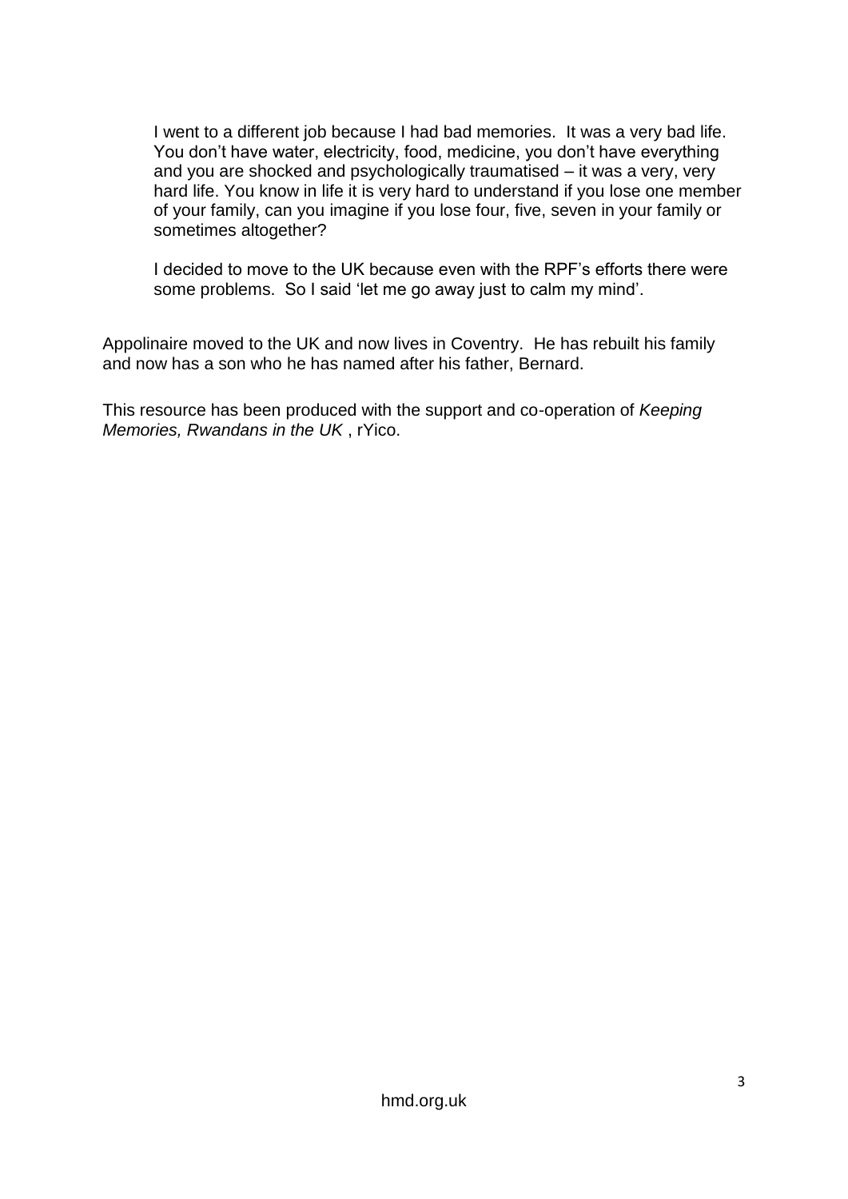> I went to a different job because I had bad memories. It was a very bad life. You don't have water, electricity, food, medicine, you don't have everything and you are shocked and psychologically traumatised – it was a very, very hard life. You know in life it is very hard to understand if you lose one member of your family, can you imagine if you lose four, five, seven in your family or sometimes altogether?
>
> I decided to move to the UK because even with the RPF's efforts there were some problems. So I said 'let me go away just to calm my mind'.

Appolinaire moved to the UK and now lives in Coventry. He has rebuilt his family and now has a son who he has named after his father, Bernard.

This resource has been produced with the support and co-operation of *Keeping Memories, Rwandans in the UK* , rYico.